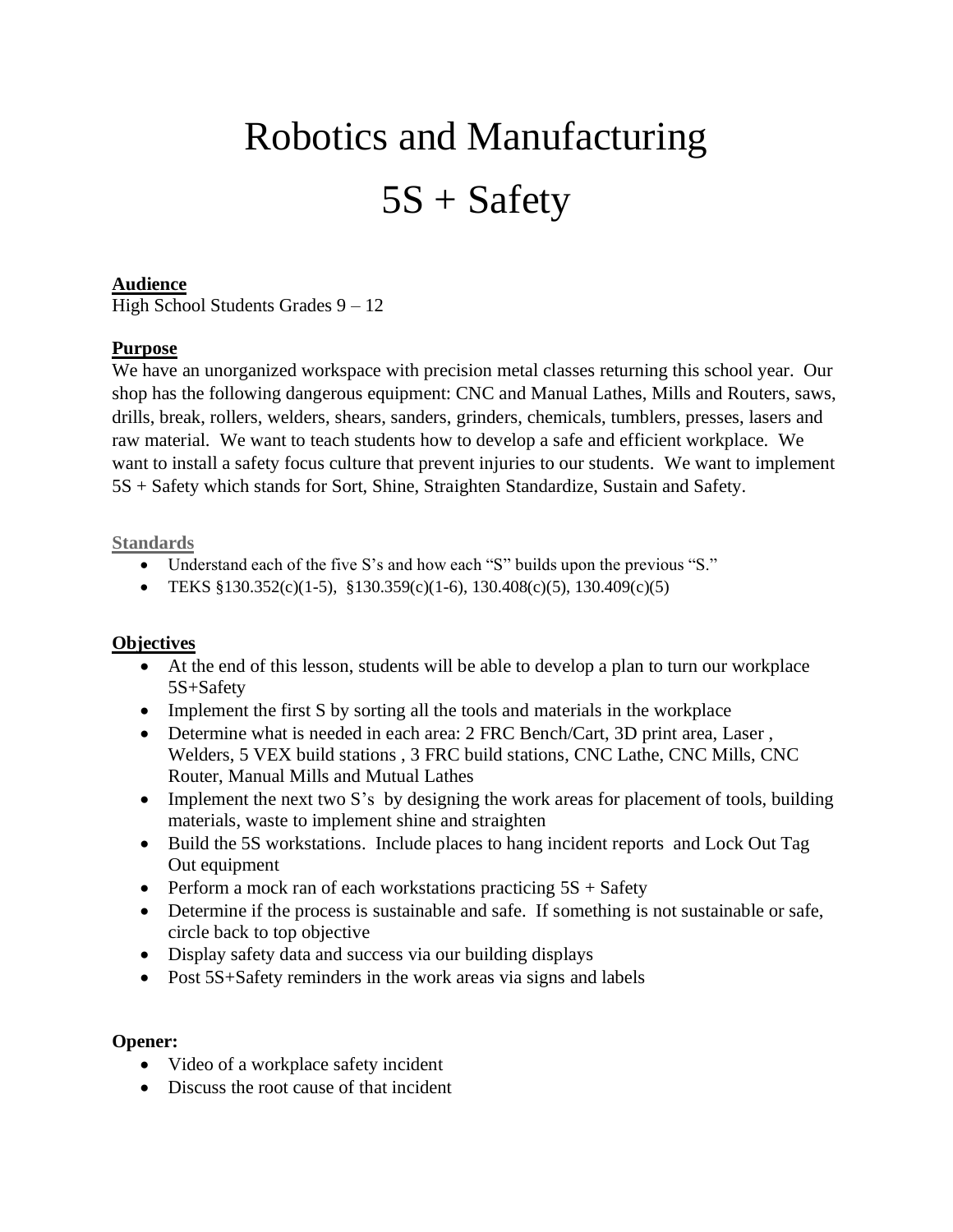# Robotics and Manufacturing

# 5S + Safety

**Audience**

High School Students Grades 9 – 12

**Purpose**

We have an unorganized workspace with precision metal classes returning this school year. Our shop has the following dangerous equipment: CNC and Manual Lathes, Mills and Routers, saws, drills, break, rollers, welders, shears, sanders, grinders, chemicals, tumblers, presses, lasers and raw material. We want to teach students how to develop a safe and efficient workplace. We want to install a safety focus culture that prevent injuries to our students. We want to implement 5S + Safety which stands for Sort, Shine, Straighten Standardize, Sustain and Safety.

**Standards**

- Understand each of the five S's and how each "S" builds upon the previous "S."
- TEKS §130.352(c)(1-5), §130.359(c)(1-6), 130.408(c)(5), 130.409(c)(5)

**Objectives**

- At the end of this lesson, students will be able to develop a plan to turn our workplace 5S+Safety
- Implement the first S by sorting all the tools and materials in the workplace
- Determine what is needed in each area: 2 FRC Bench/Cart, 3D print area, Laser , Welders, 5 VEX build stations , 3 FRC build stations, CNC Lathe, CNC Mills, CNC Router, Manual Mills and Mutual Lathes
- Implement the next two S's by designing the work areas for placement of tools, building materials, waste to implement shine and straighten
- Build the 5S workstations. Include places to hang incident reports and Lock Out Tag Out equipment
- Perform a mock ran of each workstations practicing 5S + Safety
- Determine if the process is sustainable and safe. If something is not sustainable or safe, circle back to top objective
- Display safety data and success via our building displays
- Post 5S+Safety reminders in the work areas via signs and labels

**Opener:**

- Video of a workplace safety incident
- Discuss the root cause of that incident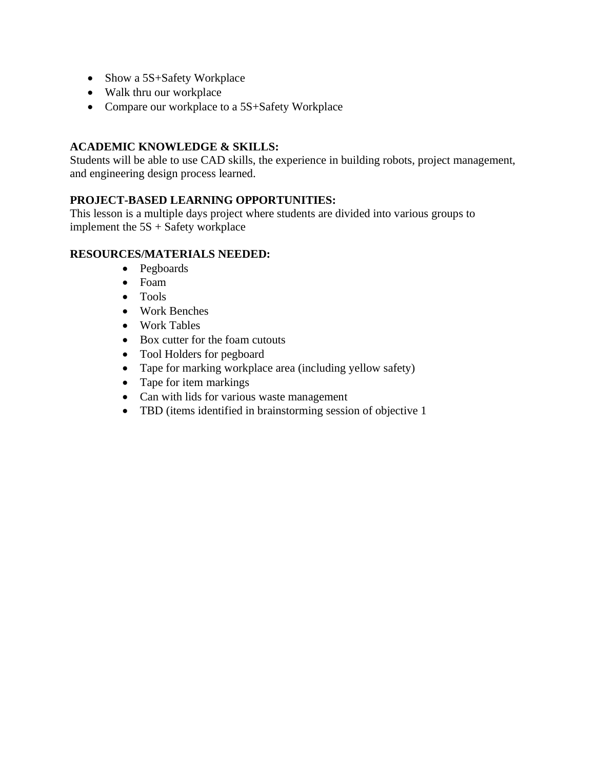- Show a 5S+Safety Workplace
- Walk thru our workplace
- Compare our workplace to a 5S+Safety Workplace

**ACADEMIC KNOWLEDGE & SKILLS:**
Students will be able to use CAD skills, the experience in building robots, project management, and engineering design process learned.

**PROJECT-BASED LEARNING OPPORTUNITIES:**
This lesson is a multiple days project where students are divided into various groups to implement the 5S + Safety workplace

**RESOURCES/MATERIALS NEEDED:**

- Pegboards
- Foam
- Tools
- Work Benches
- Work Tables
- Box cutter for the foam cutouts
- Tool Holders for pegboard
- Tape for marking workplace area (including yellow safety)
- Tape for item markings
- Can with lids for various waste management
- TBD (items identified in brainstorming session of objective 1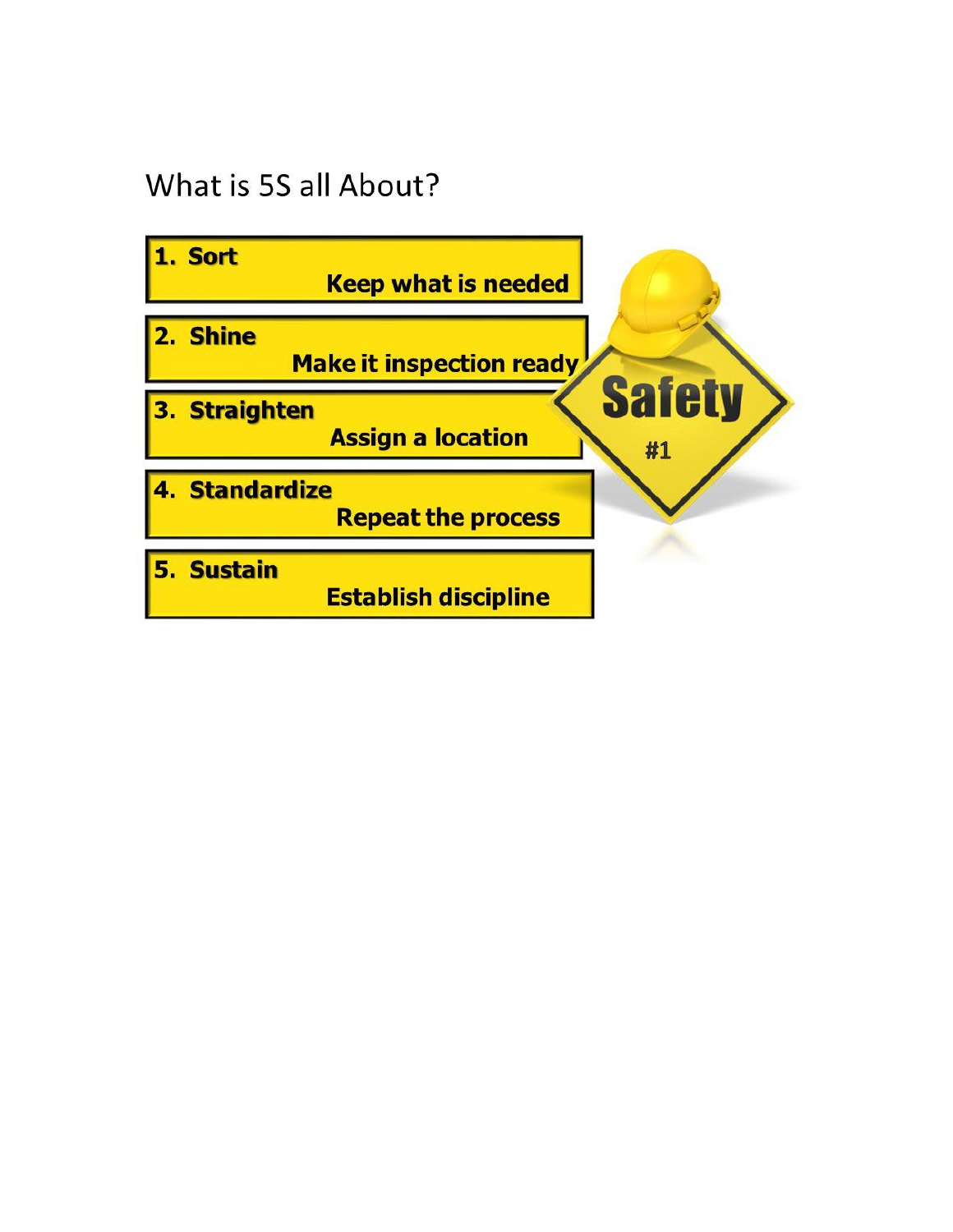# What is 5S all About?

1. **Sort**
   **Keep what is needed**
2. **Shine**
   **Make it inspection ready**
3. **Straighten**
   **Assign a location**
4. **Standardize**
   **Repeat the process**
5. **Sustain**
   **Establish discipline**

**Safety**

**#1**